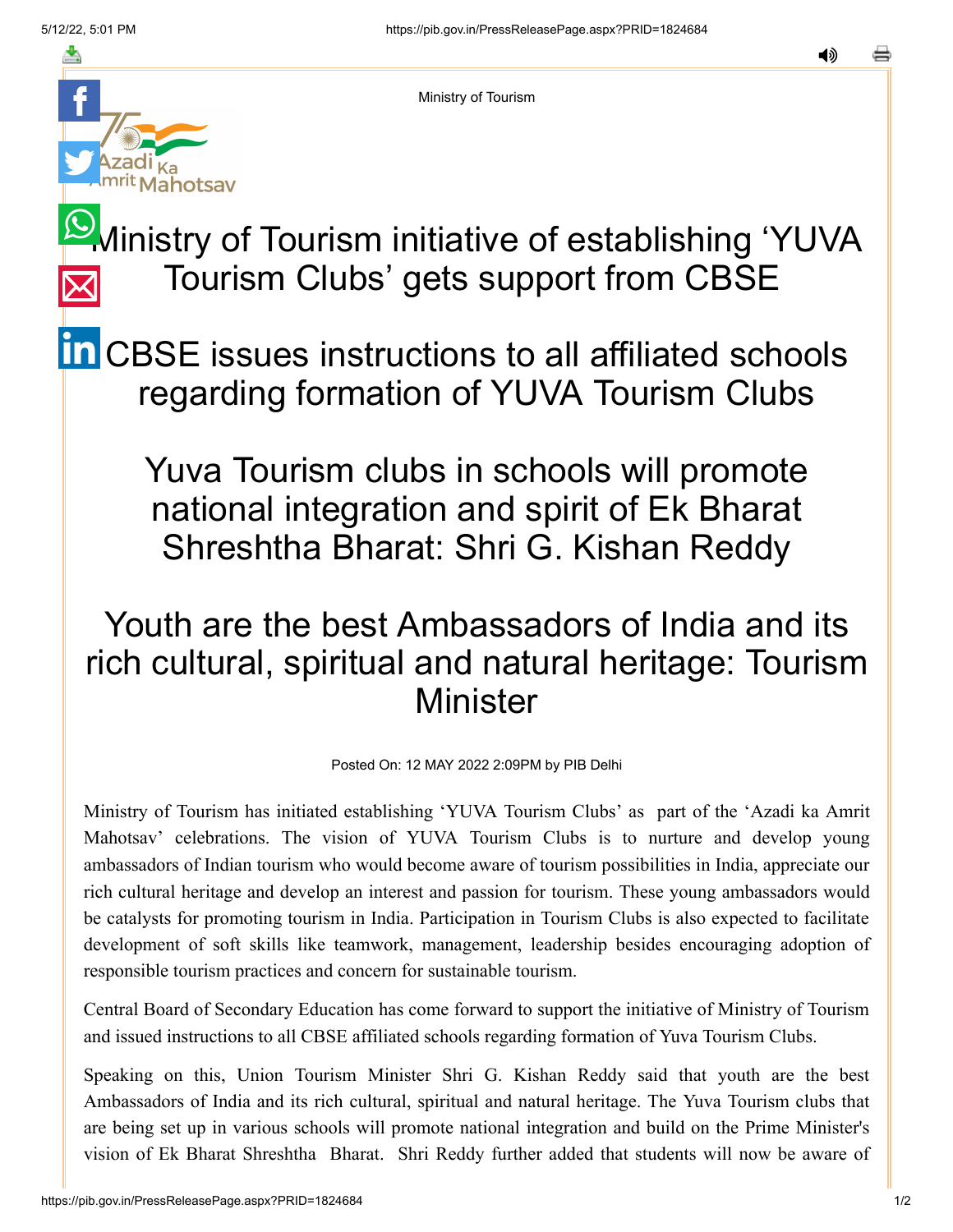Ministry of Tourism

# Ministry of Tourism initiative of establishing 'YUVA Tourism Clubs' gets support from CBSE

## CBSE issues instructions to all affiliated schools regarding formation of YUVA Tourism Clubs

## Yuva Tourism clubs in schools will promote national integration and spirit of Ek Bharat Shreshtha Bharat: Shri G. Kishan Reddy

## Youth are the best Ambassadors of India and its rich cultural, spiritual and natural heritage: Tourism Minister

Posted On: 12 MAY 2022 2:09PM by PIB Delhi

Ministry of Tourism has initiated establishing 'YUVA Tourism Clubs' as part of the 'Azadi ka Amrit Mahotsav' celebrations. The vision of YUVA Tourism Clubs is to nurture and develop young ambassadors of Indian tourism who would become aware of tourism possibilities in India, appreciate our rich cultural heritage and develop an interest and passion for tourism. These young ambassadors would be catalysts for promoting tourism in India. Participation in Tourism Clubs is also expected to facilitate development of soft skills like teamwork, management, leadership besides encouraging adoption of responsible tourism practices and concern for sustainable tourism.

Central Board of Secondary Education has come forward to support the initiative of Ministry of Tourism and issued instructions to all CBSE affiliated schools regarding formation of Yuva Tourism Clubs.

Speaking on this, Union Tourism Minister Shri G. Kishan Reddy said that youth are the best Ambassadors of India and its rich cultural, spiritual and natural heritage. The Yuva Tourism clubs that are being set up in various schools will promote national integration and build on the Prime Minister's vision of Ek Bharat Shreshtha Bharat. Shri Reddy further added that students will now be aware of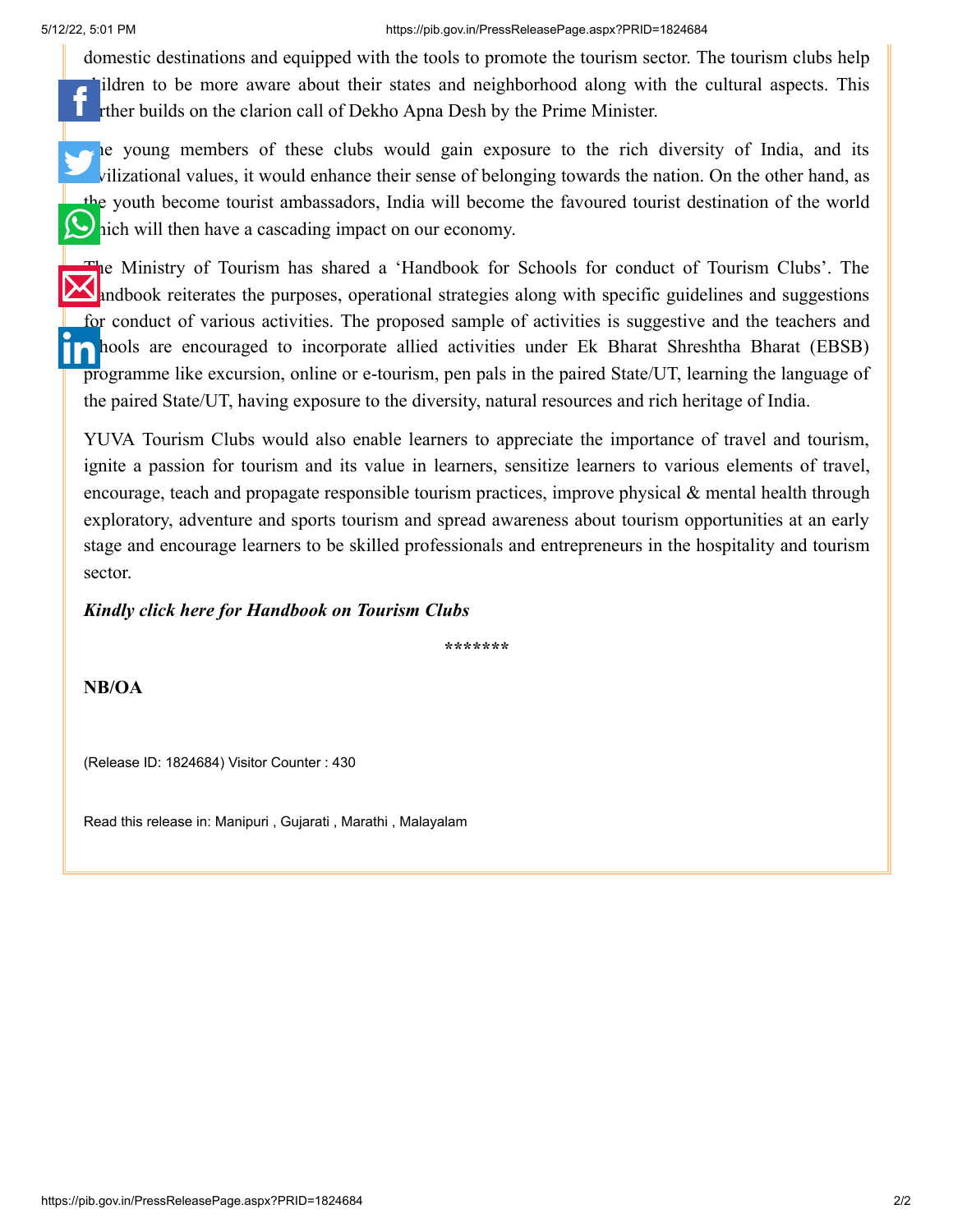domestic destinations and equipped with the tools to promote the tourism sector. The tourism clubs help children to be more aware about their states and neighborhood along with the cultural aspects. This further builds on the clarion call of Dekho Apna Desh by the Prime Minister.

The young members of these clubs would gain exposure to the rich diversity of India, and its civilizational values, it would enhance their sense of belonging towards the nation. On the other hand, as the youth become tourist ambassadors, India will become the favoured tourist destination of the world which will then have a cascading impact on our economy.

The Ministry of Tourism has shared a 'Handbook for Schools for conduct of Tourism Clubs'. The Handbook reiterates the purposes, operational strategies along with specific guidelines and suggestions for conduct of various activities. The proposed sample of activities is suggestive and the teachers and schools are encouraged to incorporate allied activities under Ek Bharat Shreshtha Bharat (EBSB) programme like excursion, online or e-tourism, pen pals in the paired State/UT, learning the language of the paired State/UT, having exposure to the diversity, natural resources and rich heritage of India.

YUVA Tourism Clubs would also enable learners to appreciate the importance of travel and tourism, ignite a passion for tourism and its value in learners, sensitize learners to various elements of travel, encourage, teach and propagate responsible tourism practices, improve physical & mental health through exploratory, adventure and sports tourism and spread awareness about tourism opportunities at an early stage and encourage learners to be skilled professionals and entrepreneurs in the hospitality and tourism sector.

***Kindly click here for Handbook on Tourism Clubs***

*******

**NB/OA**

(Release ID: 1824684) Visitor Counter : 430

Read this release in: Manipuri , Gujarati , Marathi , Malayalam